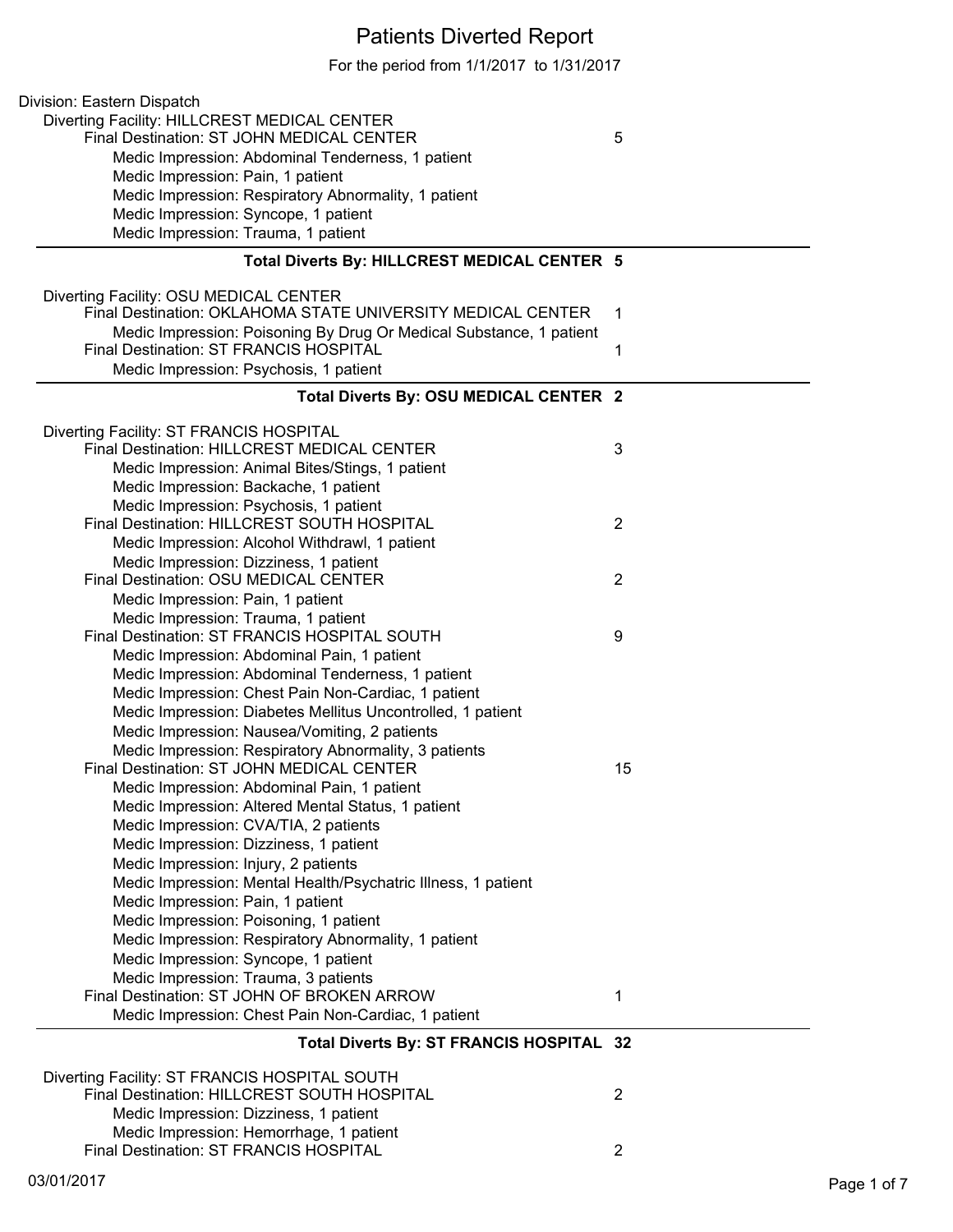# Patients Diverted Report

For the period from 1/1/2017 to 1/31/2017

Division: Eastern Dispatch

Diverting Facility: HILLCREST MEDICAL CENTER

| | |
|---|---|
| Final Destination: ST JOHN MEDICAL CENTER | 5 |
| Medic Impression: Abdominal Tenderness, 1 patient | |
| Medic Impression: Pain, 1 patient | |
| Medic Impression: Respiratory Abnormality, 1 patient | |
| Medic Impression: Syncope, 1 patient | |
| Medic Impression: Trauma, 1 patient | |
| **Total Diverts By: HILLCREST MEDICAL CENTER** | **5** |

Diverting Facility: OSU MEDICAL CENTER

| | |
|---|---|
| Final Destination: OKLAHOMA STATE UNIVERSITY MEDICAL CENTER | 1 |
| Medic Impression: Poisoning By Drug Or Medical Substance, 1 patient | |
| Final Destination: ST FRANCIS HOSPITAL | 1 |
| Medic Impression: Psychosis, 1 patient | |
| **Total Diverts By: OSU MEDICAL CENTER** | **2** |

Diverting Facility: ST FRANCIS HOSPITAL

| | |
|---|---|
| Final Destination: HILLCREST MEDICAL CENTER | 3 |
| Medic Impression: Animal Bites/Stings, 1 patient | |
| Medic Impression: Backache, 1 patient | |
| Medic Impression: Psychosis, 1 patient | |
| Final Destination: HILLCREST SOUTH HOSPITAL | 2 |
| Medic Impression: Alcohol Withdrawl, 1 patient | |
| Medic Impression: Dizziness, 1 patient | |
| Final Destination: OSU MEDICAL CENTER | 2 |
| Medic Impression: Pain, 1 patient | |
| Medic Impression: Trauma, 1 patient | |
| Final Destination: ST FRANCIS HOSPITAL SOUTH | 9 |
| Medic Impression: Abdominal Pain, 1 patient | |
| Medic Impression: Abdominal Tenderness, 1 patient | |
| Medic Impression: Chest Pain Non-Cardiac, 1 patient | |
| Medic Impression: Diabetes Mellitus Uncontrolled, 1 patient | |
| Medic Impression: Nausea/Vomiting, 2 patients | |
| Medic Impression: Respiratory Abnormality, 3 patients | |
| Final Destination: ST JOHN MEDICAL CENTER | 15 |
| Medic Impression: Abdominal Pain, 1 patient | |
| Medic Impression: Altered Mental Status, 1 patient | |
| Medic Impression: CVA/TIA, 2 patients | |
| Medic Impression: Dizziness, 1 patient | |
| Medic Impression: Injury, 2 patients | |
| Medic Impression: Mental Health/Psychatric Illness, 1 patient | |
| Medic Impression: Pain, 1 patient | |
| Medic Impression: Poisoning, 1 patient | |
| Medic Impression: Respiratory Abnormality, 1 patient | |
| Medic Impression: Syncope, 1 patient | |
| Medic Impression: Trauma, 3 patients | |
| Final Destination: ST JOHN OF BROKEN ARROW | 1 |
| Medic Impression: Chest Pain Non-Cardiac, 1 patient | |
| **Total Diverts By: ST FRANCIS HOSPITAL** | **32** |

Diverting Facility: ST FRANCIS HOSPITAL SOUTH

| | |
|---|---|
| Final Destination: HILLCREST SOUTH HOSPITAL | 2 |
| Medic Impression: Dizziness, 1 patient | |
| Medic Impression: Hemorrhage, 1 patient | |
| Final Destination: ST FRANCIS HOSPITAL | 2 |

03/01/2017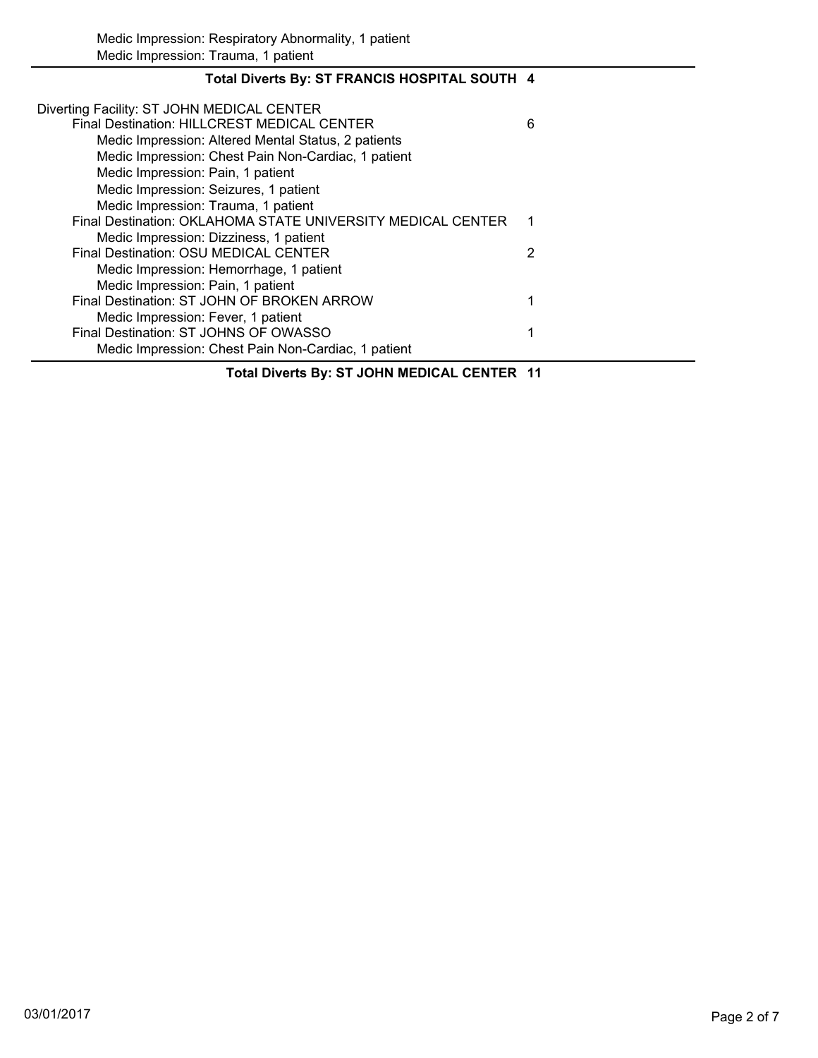Medic Impression: Respiratory Abnormality, 1 patient
Medic Impression: Trauma, 1 patient

**Total Diverts By: ST FRANCIS HOSPITAL SOUTH 4**

Diverting Facility: ST JOHN MEDICAL CENTER

| | |
|---|---|
| Final Destination: HILLCREST MEDICAL CENTER | 6 |
| Medic Impression: Altered Mental Status, 2 patients | |
| Medic Impression: Chest Pain Non-Cardiac, 1 patient | |
| Medic Impression: Pain, 1 patient | |
| Medic Impression: Seizures, 1 patient | |
| Medic Impression: Trauma, 1 patient | |
| Final Destination: OKLAHOMA STATE UNIVERSITY MEDICAL CENTER | 1 |
| Medic Impression: Dizziness, 1 patient | |
| Final Destination: OSU MEDICAL CENTER | 2 |
| Medic Impression: Hemorrhage, 1 patient | |
| Medic Impression: Pain, 1 patient | |
| Final Destination: ST JOHN OF BROKEN ARROW | 1 |
| Medic Impression: Fever, 1 patient | |
| Final Destination: ST JOHNS OF OWASSO | 1 |
| Medic Impression: Chest Pain Non-Cardiac, 1 patient | |

**Total Diverts By: ST JOHN MEDICAL CENTER 11**

03/01/2017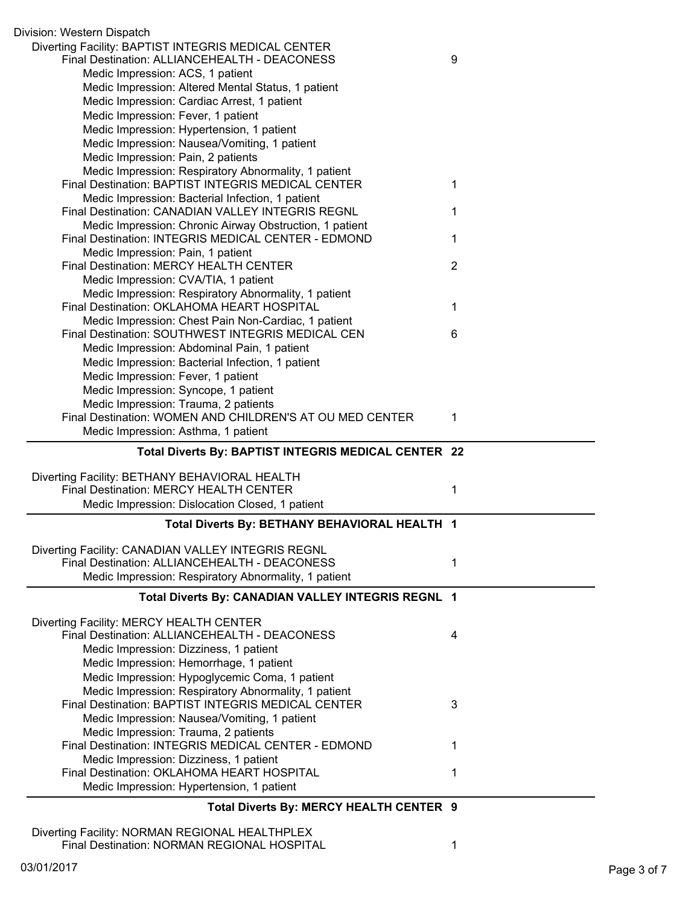Division: Western Dispatch

Diverting Facility: BAPTIST INTEGRIS MEDICAL CENTER

- Final Destination: ALLIANCEHEALTH - DEACONESS — 9
  - Medic Impression: ACS, 1 patient
  - Medic Impression: Altered Mental Status, 1 patient
  - Medic Impression: Cardiac Arrest, 1 patient
  - Medic Impression: Fever, 1 patient
  - Medic Impression: Hypertension, 1 patient
  - Medic Impression: Nausea/Vomiting, 1 patient
  - Medic Impression: Pain, 2 patients
  - Medic Impression: Respiratory Abnormality, 1 patient
- Final Destination: BAPTIST INTEGRIS MEDICAL CENTER — 1
  - Medic Impression: Bacterial Infection, 1 patient
- Final Destination: CANADIAN VALLEY INTEGRIS REGNL — 1
  - Medic Impression: Chronic Airway Obstruction, 1 patient
- Final Destination: INTEGRIS MEDICAL CENTER - EDMOND — 1
  - Medic Impression: Pain, 1 patient
- Final Destination: MERCY HEALTH CENTER — 2
  - Medic Impression: CVA/TIA, 1 patient
  - Medic Impression: Respiratory Abnormality, 1 patient
- Final Destination: OKLAHOMA HEART HOSPITAL — 1
  - Medic Impression: Chest Pain Non-Cardiac, 1 patient
- Final Destination: SOUTHWEST INTEGRIS MEDICAL CEN — 6
  - Medic Impression: Abdominal Pain, 1 patient
  - Medic Impression: Bacterial Infection, 1 patient
  - Medic Impression: Fever, 1 patient
  - Medic Impression: Syncope, 1 patient
  - Medic Impression: Trauma, 2 patients
- Final Destination: WOMEN AND CHILDREN'S AT OU MED CENTER — 1
  - Medic Impression: Asthma, 1 patient

**Total Diverts By: BAPTIST INTEGRIS MEDICAL CENTER 22**

Diverting Facility: BETHANY BEHAVIORAL HEALTH

- Final Destination: MERCY HEALTH CENTER — 1
  - Medic Impression: Dislocation Closed, 1 patient

**Total Diverts By: BETHANY BEHAVIORAL HEALTH 1**

Diverting Facility: CANADIAN VALLEY INTEGRIS REGNL

- Final Destination: ALLIANCEHEALTH - DEACONESS — 1
  - Medic Impression: Respiratory Abnormality, 1 patient

**Total Diverts By: CANADIAN VALLEY INTEGRIS REGNL 1**

Diverting Facility: MERCY HEALTH CENTER

- Final Destination: ALLIANCEHEALTH - DEACONESS — 4
  - Medic Impression: Dizziness, 1 patient
  - Medic Impression: Hemorrhage, 1 patient
  - Medic Impression: Hypoglycemic Coma, 1 patient
  - Medic Impression: Respiratory Abnormality, 1 patient
- Final Destination: BAPTIST INTEGRIS MEDICAL CENTER — 3
  - Medic Impression: Nausea/Vomiting, 1 patient
  - Medic Impression: Trauma, 2 patients
- Final Destination: INTEGRIS MEDICAL CENTER - EDMOND — 1
  - Medic Impression: Dizziness, 1 patient
- Final Destination: OKLAHOMA HEART HOSPITAL — 1
  - Medic Impression: Hypertension, 1 patient

**Total Diverts By: MERCY HEALTH CENTER 9**

Diverting Facility: NORMAN REGIONAL HEALTHPLEX

- Final Destination: NORMAN REGIONAL HOSPITAL — 1

03/01/2017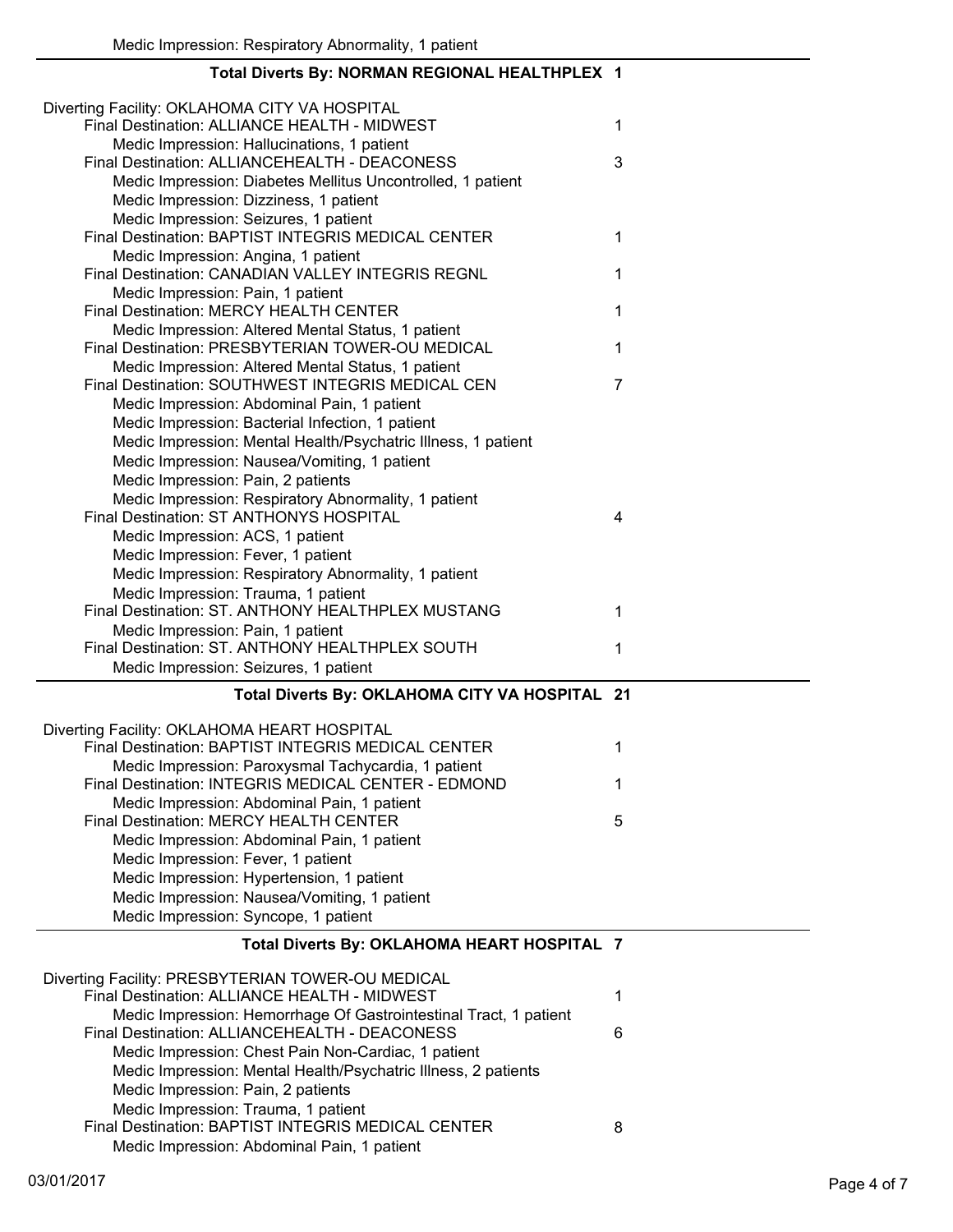Medic Impression: Respiratory Abnormality, 1 patient

**Total Diverts By: NORMAN REGIONAL HEALTHPLEX 1**

Diverting Facility: OKLAHOMA CITY VA HOSPITAL

| | |
|---|---|
| Final Destination: ALLIANCE HEALTH - MIDWEST | 1 |
| Medic Impression: Hallucinations, 1 patient | |
| Final Destination: ALLIANCEHEALTH - DEACONESS | 3 |
| Medic Impression: Diabetes Mellitus Uncontrolled, 1 patient | |
| Medic Impression: Dizziness, 1 patient | |
| Medic Impression: Seizures, 1 patient | |
| Final Destination: BAPTIST INTEGRIS MEDICAL CENTER | 1 |
| Medic Impression: Angina, 1 patient | |
| Final Destination: CANADIAN VALLEY INTEGRIS REGNL | 1 |
| Medic Impression: Pain, 1 patient | |
| Final Destination: MERCY HEALTH CENTER | 1 |
| Medic Impression: Altered Mental Status, 1 patient | |
| Final Destination: PRESBYTERIAN TOWER-OU MEDICAL | 1 |
| Medic Impression: Altered Mental Status, 1 patient | |
| Final Destination: SOUTHWEST INTEGRIS MEDICAL CEN | 7 |
| Medic Impression: Abdominal Pain, 1 patient | |
| Medic Impression: Bacterial Infection, 1 patient | |
| Medic Impression: Mental Health/Psychatric Illness, 1 patient | |
| Medic Impression: Nausea/Vomiting, 1 patient | |
| Medic Impression: Pain, 2 patients | |
| Medic Impression: Respiratory Abnormality, 1 patient | |
| Final Destination: ST ANTHONYS HOSPITAL | 4 |
| Medic Impression: ACS, 1 patient | |
| Medic Impression: Fever, 1 patient | |
| Medic Impression: Respiratory Abnormality, 1 patient | |
| Medic Impression: Trauma, 1 patient | |
| Final Destination: ST. ANTHONY HEALTHPLEX MUSTANG | 1 |
| Medic Impression: Pain, 1 patient | |
| Final Destination: ST. ANTHONY HEALTHPLEX SOUTH | 1 |
| Medic Impression: Seizures, 1 patient | |

**Total Diverts By: OKLAHOMA CITY VA HOSPITAL 21**

Diverting Facility: OKLAHOMA HEART HOSPITAL

| | |
|---|---|
| Final Destination: BAPTIST INTEGRIS MEDICAL CENTER | 1 |
| Medic Impression: Paroxysmal Tachycardia, 1 patient | |
| Final Destination: INTEGRIS MEDICAL CENTER - EDMOND | 1 |
| Medic Impression: Abdominal Pain, 1 patient | |
| Final Destination: MERCY HEALTH CENTER | 5 |
| Medic Impression: Abdominal Pain, 1 patient | |
| Medic Impression: Fever, 1 patient | |
| Medic Impression: Hypertension, 1 patient | |
| Medic Impression: Nausea/Vomiting, 1 patient | |
| Medic Impression: Syncope, 1 patient | |

**Total Diverts By: OKLAHOMA HEART HOSPITAL 7**

Diverting Facility: PRESBYTERIAN TOWER-OU MEDICAL

| | |
|---|---|
| Final Destination: ALLIANCE HEALTH - MIDWEST | 1 |
| Medic Impression: Hemorrhage Of Gastrointestinal Tract, 1 patient | |
| Final Destination: ALLIANCEHEALTH - DEACONESS | 6 |
| Medic Impression: Chest Pain Non-Cardiac, 1 patient | |
| Medic Impression: Mental Health/Psychatric Illness, 2 patients | |
| Medic Impression: Pain, 2 patients | |
| Medic Impression: Trauma, 1 patient | |
| Final Destination: BAPTIST INTEGRIS MEDICAL CENTER | 8 |
| Medic Impression: Abdominal Pain, 1 patient | |

03/01/2017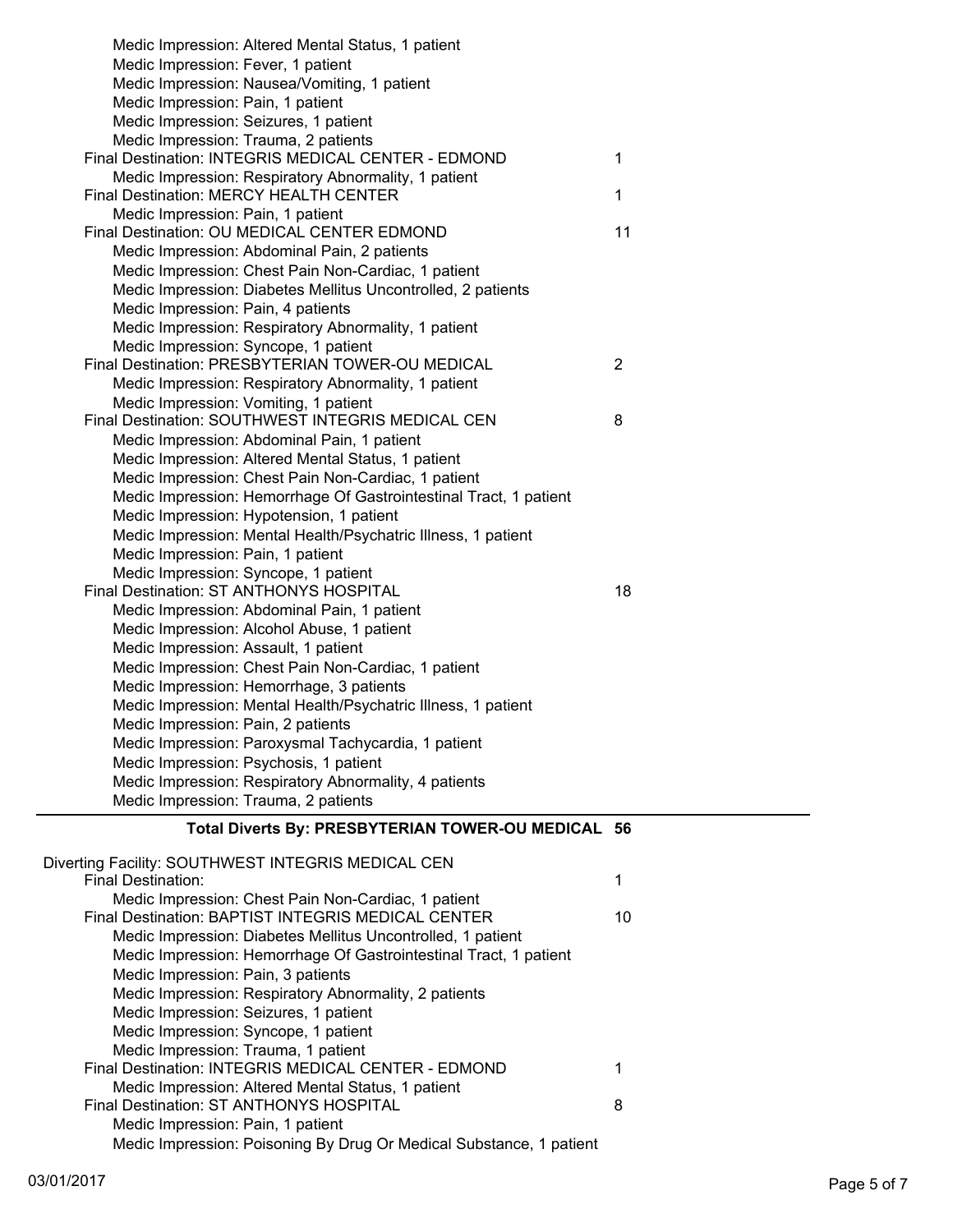Medic Impression: Altered Mental Status, 1 patient
Medic Impression: Fever, 1 patient
Medic Impression: Nausea/Vomiting, 1 patient
Medic Impression: Pain, 1 patient
Medic Impression: Seizures, 1 patient
Medic Impression: Trauma, 2 patients

Final Destination: INTEGRIS MEDICAL CENTER - EDMOND — 1
Medic Impression: Respiratory Abnormality, 1 patient

Final Destination: MERCY HEALTH CENTER — 1
Medic Impression: Pain, 1 patient

Final Destination: OU MEDICAL CENTER EDMOND — 11
Medic Impression: Abdominal Pain, 2 patients
Medic Impression: Chest Pain Non-Cardiac, 1 patient
Medic Impression: Diabetes Mellitus Uncontrolled, 2 patients
Medic Impression: Pain, 4 patients
Medic Impression: Respiratory Abnormality, 1 patient
Medic Impression: Syncope, 1 patient

Final Destination: PRESBYTERIAN TOWER-OU MEDICAL — 2
Medic Impression: Respiratory Abnormality, 1 patient
Medic Impression: Vomiting, 1 patient

Final Destination: SOUTHWEST INTEGRIS MEDICAL CEN — 8
Medic Impression: Abdominal Pain, 1 patient
Medic Impression: Altered Mental Status, 1 patient
Medic Impression: Chest Pain Non-Cardiac, 1 patient
Medic Impression: Hemorrhage Of Gastrointestinal Tract, 1 patient
Medic Impression: Hypotension, 1 patient
Medic Impression: Mental Health/Psychatric Illness, 1 patient
Medic Impression: Pain, 1 patient
Medic Impression: Syncope, 1 patient

Final Destination: ST ANTHONYS HOSPITAL — 18
Medic Impression: Abdominal Pain, 1 patient
Medic Impression: Alcohol Abuse, 1 patient
Medic Impression: Assault, 1 patient
Medic Impression: Chest Pain Non-Cardiac, 1 patient
Medic Impression: Hemorrhage, 3 patients
Medic Impression: Mental Health/Psychatric Illness, 1 patient
Medic Impression: Pain, 2 patients
Medic Impression: Paroxysmal Tachycardia, 1 patient
Medic Impression: Psychosis, 1 patient
Medic Impression: Respiratory Abnormality, 4 patients
Medic Impression: Trauma, 2 patients

**Total Diverts By: PRESBYTERIAN TOWER-OU MEDICAL 56**

Diverting Facility: SOUTHWEST INTEGRIS MEDICAL CEN

Final Destination: — 1
Medic Impression: Chest Pain Non-Cardiac, 1 patient

Final Destination: BAPTIST INTEGRIS MEDICAL CENTER — 10
Medic Impression: Diabetes Mellitus Uncontrolled, 1 patient
Medic Impression: Hemorrhage Of Gastrointestinal Tract, 1 patient
Medic Impression: Pain, 3 patients
Medic Impression: Respiratory Abnormality, 2 patients
Medic Impression: Seizures, 1 patient
Medic Impression: Syncope, 1 patient
Medic Impression: Trauma, 1 patient

Final Destination: INTEGRIS MEDICAL CENTER - EDMOND — 1
Medic Impression: Altered Mental Status, 1 patient

Final Destination: ST ANTHONYS HOSPITAL — 8
Medic Impression: Pain, 1 patient
Medic Impression: Poisoning By Drug Or Medical Substance, 1 patient

03/01/2017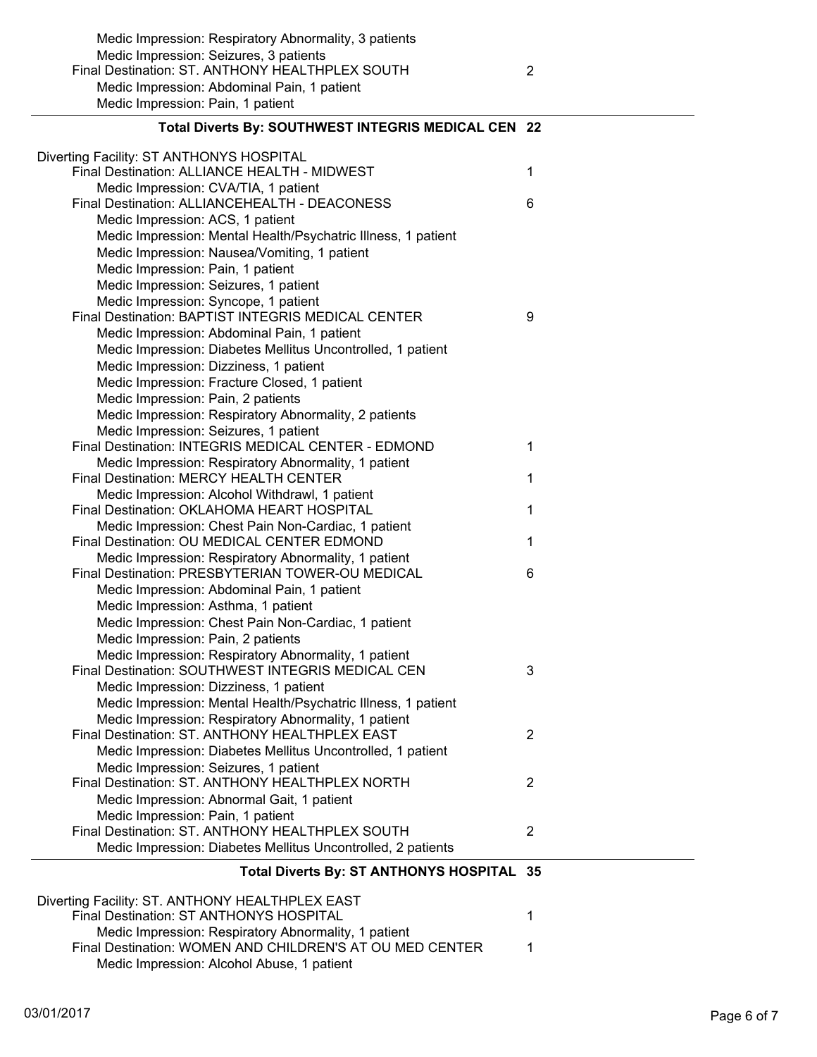Medic Impression: Respiratory Abnormality, 3 patients
Medic Impression: Seizures, 3 patients
Final Destination: ST. ANTHONY HEALTHPLEX SOUTH 2
Medic Impression: Abdominal Pain, 1 patient
Medic Impression: Pain, 1 patient

**Total Diverts By: SOUTHWEST INTEGRIS MEDICAL CEN 22**

---

Diverting Facility: ST ANTHONYS HOSPITAL

| | |
|---|---|
| Final Destination: ALLIANCE HEALTH - MIDWEST | 1 |
| Medic Impression: CVA/TIA, 1 patient | |
| Final Destination: ALLIANCEHEALTH - DEACONESS | 6 |
| Medic Impression: ACS, 1 patient | |
| Medic Impression: Mental Health/Psychatric Illness, 1 patient | |
| Medic Impression: Nausea/Vomiting, 1 patient | |
| Medic Impression: Pain, 1 patient | |
| Medic Impression: Seizures, 1 patient | |
| Medic Impression: Syncope, 1 patient | |
| Final Destination: BAPTIST INTEGRIS MEDICAL CENTER | 9 |
| Medic Impression: Abdominal Pain, 1 patient | |
| Medic Impression: Diabetes Mellitus Uncontrolled, 1 patient | |
| Medic Impression: Dizziness, 1 patient | |
| Medic Impression: Fracture Closed, 1 patient | |
| Medic Impression: Pain, 2 patients | |
| Medic Impression: Respiratory Abnormality, 2 patients | |
| Medic Impression: Seizures, 1 patient | |
| Final Destination: INTEGRIS MEDICAL CENTER - EDMOND | 1 |
| Medic Impression: Respiratory Abnormality, 1 patient | |
| Final Destination: MERCY HEALTH CENTER | 1 |
| Medic Impression: Alcohol Withdrawl, 1 patient | |
| Final Destination: OKLAHOMA HEART HOSPITAL | 1 |
| Medic Impression: Chest Pain Non-Cardiac, 1 patient | |
| Final Destination: OU MEDICAL CENTER EDMOND | 1 |
| Medic Impression: Respiratory Abnormality, 1 patient | |
| Final Destination: PRESBYTERIAN TOWER-OU MEDICAL | 6 |
| Medic Impression: Abdominal Pain, 1 patient | |
| Medic Impression: Asthma, 1 patient | |
| Medic Impression: Chest Pain Non-Cardiac, 1 patient | |
| Medic Impression: Pain, 2 patients | |
| Medic Impression: Respiratory Abnormality, 1 patient | |
| Final Destination: SOUTHWEST INTEGRIS MEDICAL CEN | 3 |
| Medic Impression: Dizziness, 1 patient | |
| Medic Impression: Mental Health/Psychatric Illness, 1 patient | |
| Medic Impression: Respiratory Abnormality, 1 patient | |
| Final Destination: ST. ANTHONY HEALTHPLEX EAST | 2 |
| Medic Impression: Diabetes Mellitus Uncontrolled, 1 patient | |
| Medic Impression: Seizures, 1 patient | |
| Final Destination: ST. ANTHONY HEALTHPLEX NORTH | 2 |
| Medic Impression: Abnormal Gait, 1 patient | |
| Medic Impression: Pain, 1 patient | |
| Final Destination: ST. ANTHONY HEALTHPLEX SOUTH | 2 |
| Medic Impression: Diabetes Mellitus Uncontrolled, 2 patients | |

**Total Diverts By: ST ANTHONYS HOSPITAL 35**

---

Diverting Facility: ST. ANTHONY HEALTHPLEX EAST

| | |
|---|---|
| Final Destination: ST ANTHONYS HOSPITAL | 1 |
| Medic Impression: Respiratory Abnormality, 1 patient | |
| Final Destination: WOMEN AND CHILDREN'S AT OU MED CENTER | 1 |
| Medic Impression: Alcohol Abuse, 1 patient | |

03/01/2017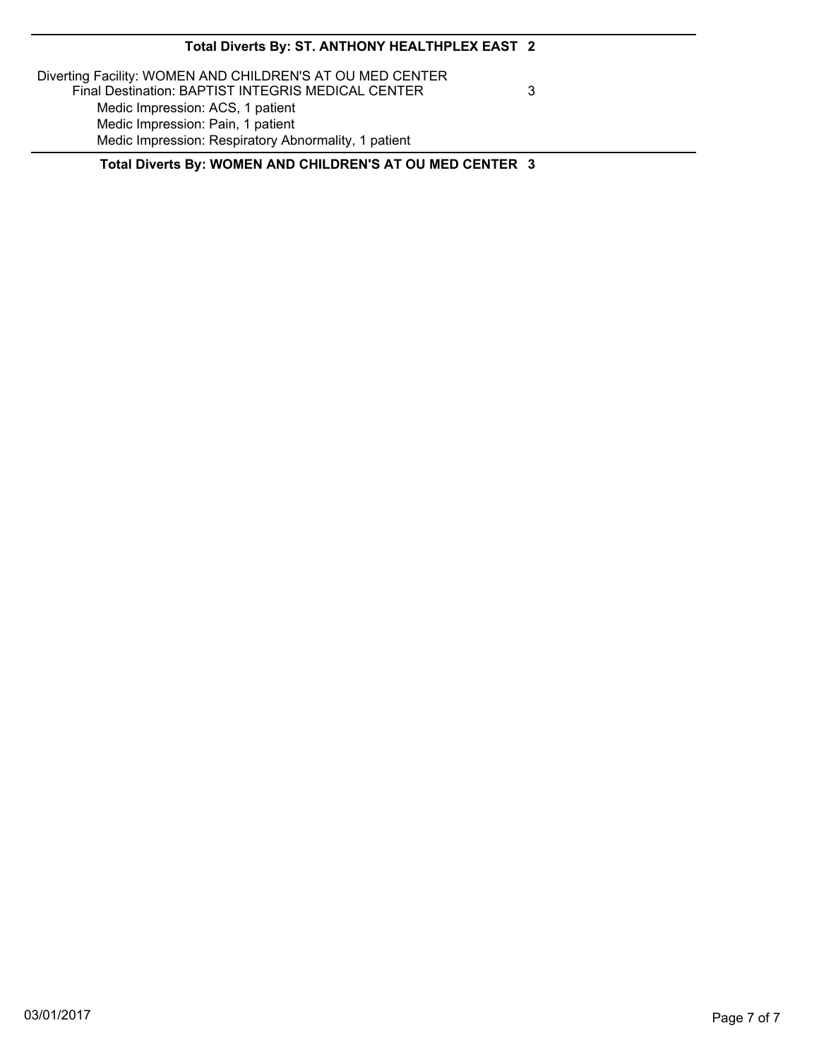**Total Diverts By: ST. ANTHONY HEALTHPLEX EAST 2**

Diverting Facility: WOMEN AND CHILDREN'S AT OU MED CENTER

Final Destination: BAPTIST INTEGRIS MEDICAL CENTER 3

Medic Impression: ACS, 1 patient

Medic Impression: Pain, 1 patient

Medic Impression: Respiratory Abnormality, 1 patient

**Total Diverts By: WOMEN AND CHILDREN'S AT OU MED CENTER 3**

03/01/2017